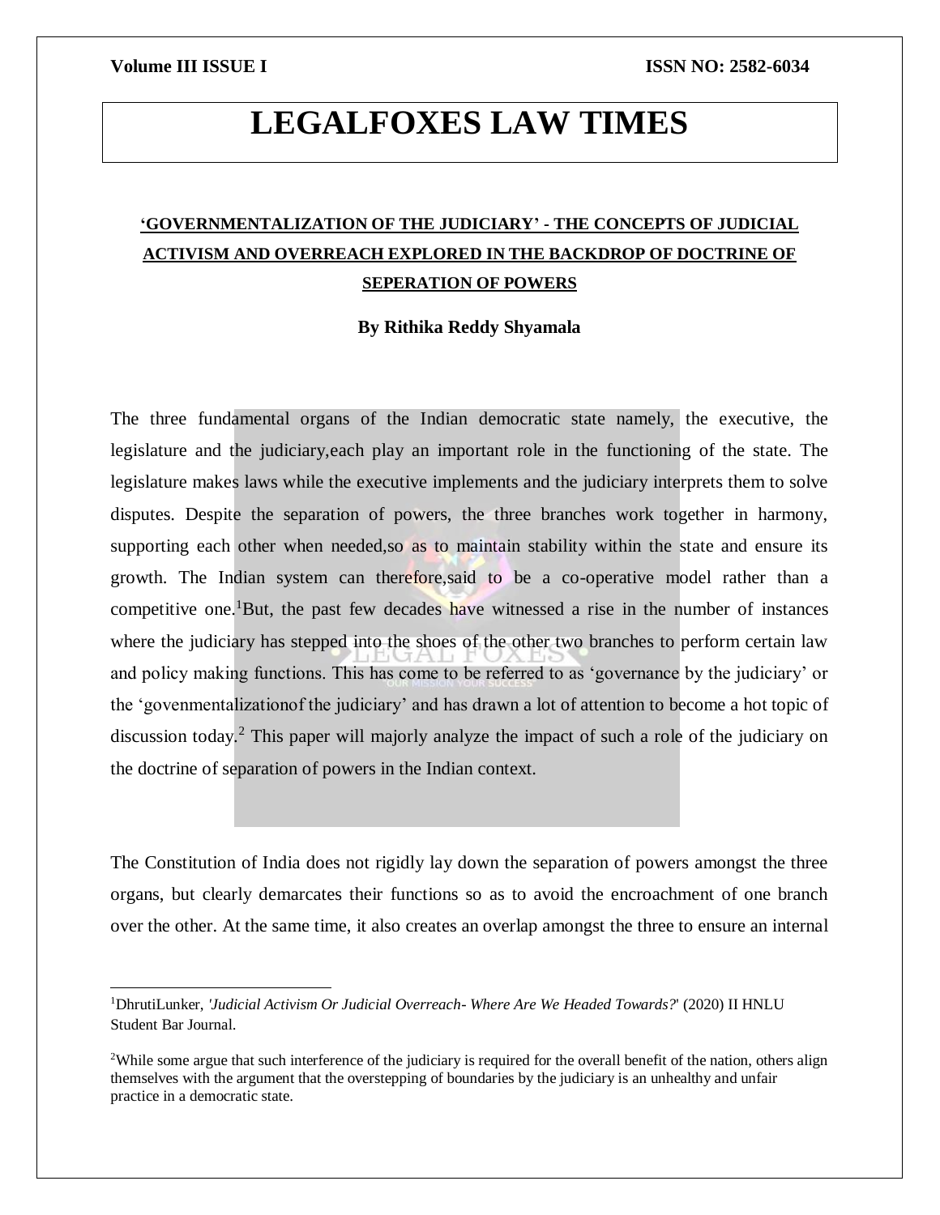# LEGALFOXES LAW TIMES

## 'GOVERNMENTALIZATION OF THE JUDICIARY' - THE CONCEPTS OF JUDICIAL ACTIVISM AND OVERREACH EXPLORED IN THE BACKDROP OF DOCTRINE OF SEPERATION OF POWERS

**By Rithika Reddy Shyamala**

The three fundamental organs of the Indian democratic state namely, the executive, the legislature and the judiciary,each play an important role in the functioning of the state. The legislature makes laws while the executive implements and the judiciary interprets them to solve disputes. Despite the separation of powers, the three branches work together in harmony, supporting each other when needed,so as to maintain stability within the state and ensure its growth. The Indian system can therefore,said to be a co-operative model rather than a competitive one.[1]But, the past few decades have witnessed a rise in the number of instances where the judiciary has stepped into the shoes of the other two branches to perform certain law and policy making functions. This has come to be referred to as 'governance by the judiciary' or the 'govenmentalizationof the judiciary' and has drawn a lot of attention to become a hot topic of discussion today.[2] This paper will majorly analyze the impact of such a role of the judiciary on the doctrine of separation of powers in the Indian context.

The Constitution of India does not rigidly lay down the separation of powers amongst the three organs, but clearly demarcates their functions so as to avoid the encroachment of one branch over the other. At the same time, it also creates an overlap amongst the three to ensure an internal

---

[1]DhrutiLunker, '*Judicial Activism Or Judicial Overreach- Where Are We Headed Towards?*' (2020) II HNLU Student Bar Journal.

[2]While some argue that such interference of the judiciary is required for the overall benefit of the nation, others align themselves with the argument that the overstepping of boundaries by the judiciary is an unhealthy and unfair practice in a democratic state.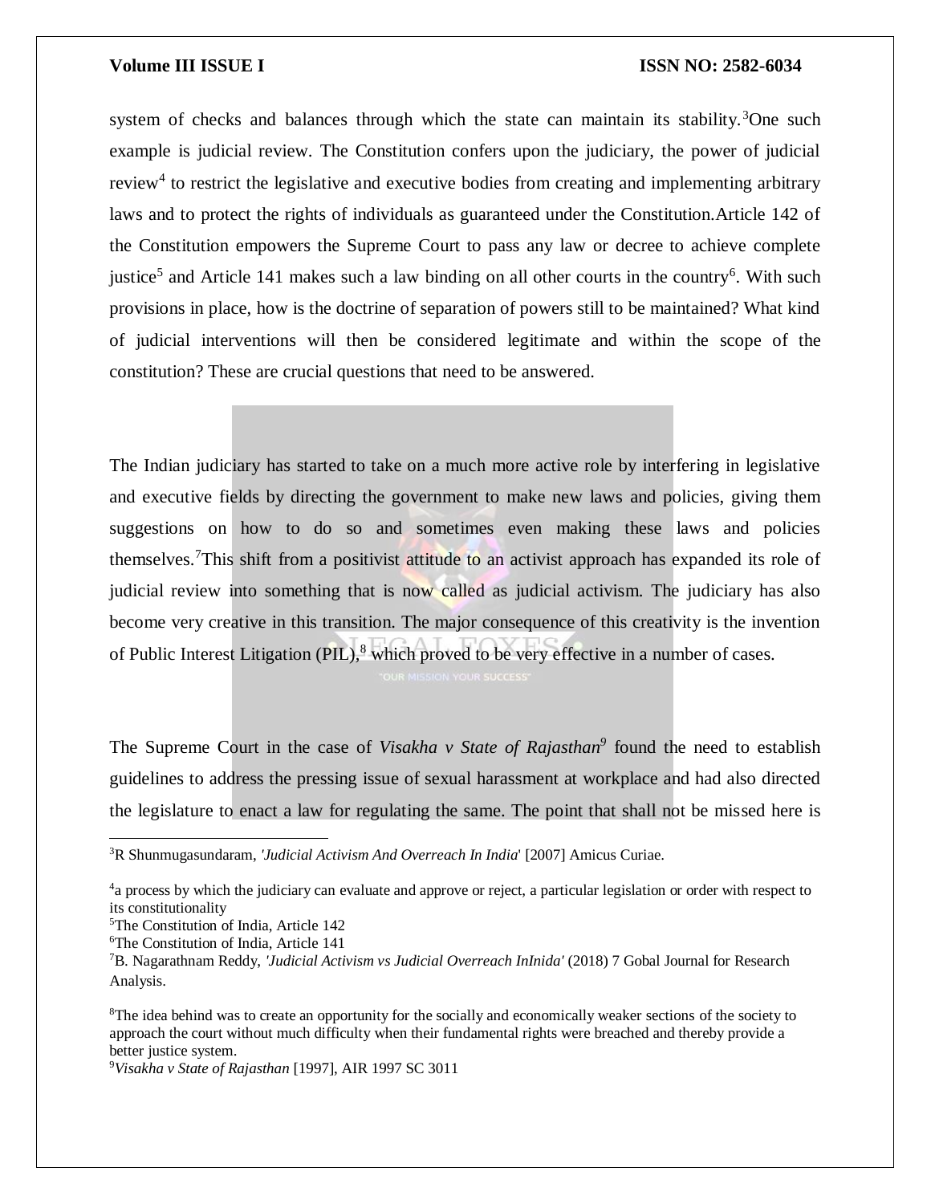system of checks and balances through which the state can maintain its stability.[3]One such example is judicial review. The Constitution confers upon the judiciary, the power of judicial review[4] to restrict the legislative and executive bodies from creating and implementing arbitrary laws and to protect the rights of individuals as guaranteed under the Constitution.Article 142 of the Constitution empowers the Supreme Court to pass any law or decree to achieve complete justice[5] and Article 141 makes such a law binding on all other courts in the country[6]. With such provisions in place, how is the doctrine of separation of powers still to be maintained? What kind of judicial interventions will then be considered legitimate and within the scope of the constitution? These are crucial questions that need to be answered.

The Indian judiciary has started to take on a much more active role by interfering in legislative and executive fields by directing the government to make new laws and policies, giving them suggestions on how to do so and sometimes even making these laws and policies themselves.[7]This shift from a positivist attitude to an activist approach has expanded its role of judicial review into something that is now called as judicial activism. The judiciary has also become very creative in this transition. The major consequence of this creativity is the invention of Public Interest Litigation (PIL),[8] which proved to be very effective in a number of cases.

The Supreme Court in the case of *Visakha v State of Rajasthan*[9] found the need to establish guidelines to address the pressing issue of sexual harassment at workplace and had also directed the legislature to enact a law for regulating the same. The point that shall not be missed here is

---

[3]R Shunmugasundaram, *'Judicial Activism And Overreach In India'* [2007] Amicus Curiae.

[4]a process by which the judiciary can evaluate and approve or reject, a particular legislation or order with respect to its constitutionality

[5]The Constitution of India, Article 142

[6]The Constitution of India, Article 141

[7]B. Nagarathnam Reddy, *'Judicial Activism vs Judicial Overreach InInida'* (2018) 7 Gobal Journal for Research Analysis.

[8]The idea behind was to create an opportunity for the socially and economically weaker sections of the society to approach the court without much difficulty when their fundamental rights were breached and thereby provide a better justice system.

[9]*Visakha v State of Rajasthan* [1997], AIR 1997 SC 3011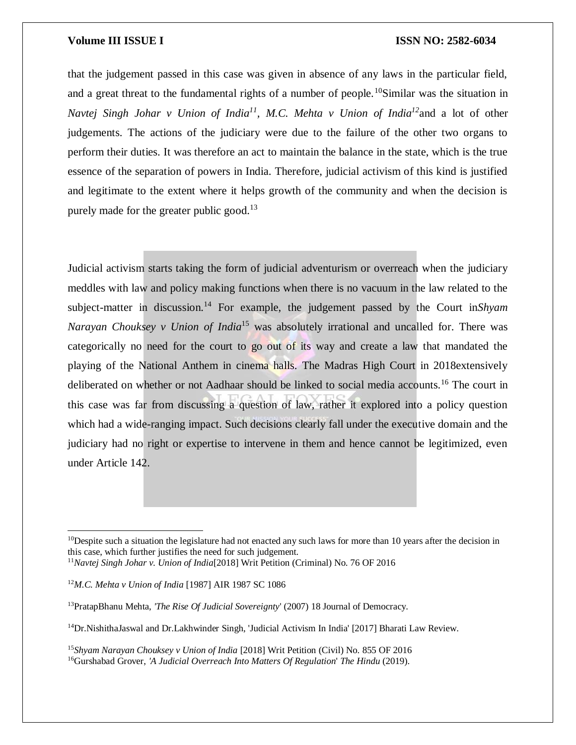that the judgement passed in this case was given in absence of any laws in the particular field, and a great threat to the fundamental rights of a number of people.[10]Similar was the situation in *Navtej Singh Johar v Union of India*[11], *M.C. Mehta v Union of India*[12]and a lot of other judgements. The actions of the judiciary were due to the failure of the other two organs to perform their duties. It was therefore an act to maintain the balance in the state, which is the true essence of the separation of powers in India. Therefore, judicial activism of this kind is justified and legitimate to the extent where it helps growth of the community and when the decision is purely made for the greater public good.[13]

Judicial activism starts taking the form of judicial adventurism or overreach when the judiciary meddles with law and policy making functions when there is no vacuum in the law related to the subject-matter in discussion.[14] For example, the judgement passed by the Court in*Shyam Narayan Chouksey v Union of India*[15] was absolutely irrational and uncalled for. There was categorically no need for the court to go out of its way and create a law that mandated the playing of the National Anthem in cinema halls. The Madras High Court in 2018extensively deliberated on whether or not Aadhaar should be linked to social media accounts.[16] The court in this case was far from discussing a question of law, rather it explored into a policy question which had a wide-ranging impact. Such decisions clearly fall under the executive domain and the judiciary had no right or expertise to intervene in them and hence cannot be legitimized, even under Article 142.

---

[10]Despite such a situation the legislature had not enacted any such laws for more than 10 years after the decision in this case, which further justifies the need for such judgement.

[11]*Navtej Singh Johar v. Union of India*[2018] Writ Petition (Criminal) No. 76 OF 2016

[12]*M.C. Mehta v Union of India* [1987] AIR 1987 SC 1086

[13]PratapBhanu Mehta, *'The Rise Of Judicial Sovereignty'* (2007) 18 Journal of Democracy.

[14]Dr.NishithaJaswal and Dr.Lakhwinder Singh, 'Judicial Activism In India' [2017] Bharati Law Review.

[15]*Shyam Narayan Chouksey v Union of India* [2018] Writ Petition (Civil) No. 855 OF 2016

[16]Gurshabad Grover, *'A Judicial Overreach Into Matters Of Regulation' The Hindu* (2019).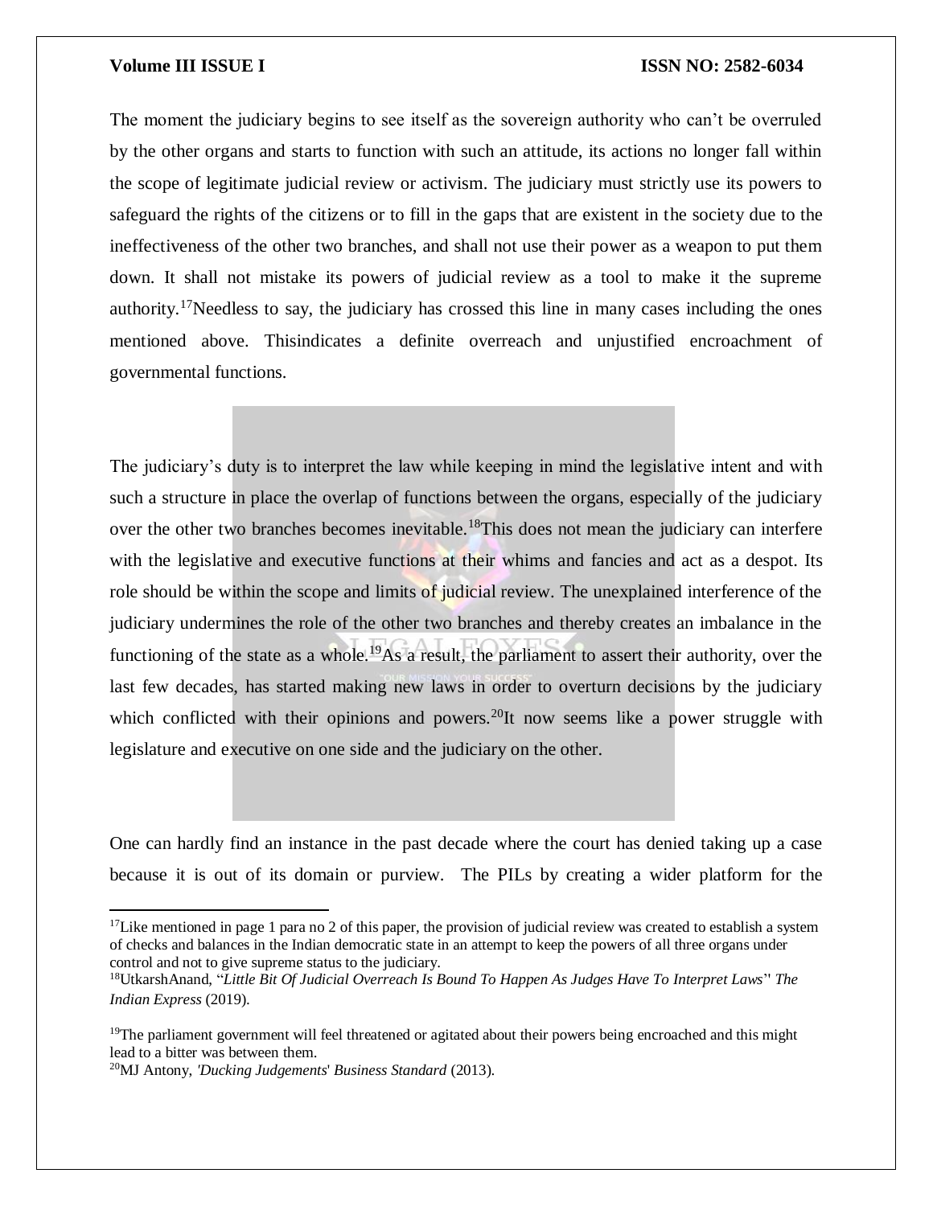The moment the judiciary begins to see itself as the sovereign authority who can't be overruled by the other organs and starts to function with such an attitude, its actions no longer fall within the scope of legitimate judicial review or activism. The judiciary must strictly use its powers to safeguard the rights of the citizens or to fill in the gaps that are existent in the society due to the ineffectiveness of the other two branches, and shall not use their power as a weapon to put them down. It shall not mistake its powers of judicial review as a tool to make it the supreme authority.[17]Needless to say, the judiciary has crossed this line in many cases including the ones mentioned above. Thisindicates a definite overreach and unjustified encroachment of governmental functions.

The judiciary's duty is to interpret the law while keeping in mind the legislative intent and with such a structure in place the overlap of functions between the organs, especially of the judiciary over the other two branches becomes inevitable.[18]This does not mean the judiciary can interfere with the legislative and executive functions at their whims and fancies and act as a despot. Its role should be within the scope and limits of judicial review. The unexplained interference of the judiciary undermines the role of the other two branches and thereby creates an imbalance in the functioning of the state as a whole.[19]As a result, the parliament to assert their authority, over the last few decades, has started making new laws in order to overturn decisions by the judiciary which conflicted with their opinions and powers.[20]It now seems like a power struggle with legislature and executive on one side and the judiciary on the other.

One can hardly find an instance in the past decade where the court has denied taking up a case because it is out of its domain or purview. The PILs by creating a wider platform for the

---

[17]Like mentioned in page 1 para no 2 of this paper, the provision of judicial review was created to establish a system of checks and balances in the Indian democratic state in an attempt to keep the powers of all three organs under control and not to give supreme status to the judiciary.

[18]UtkarshAnand, "*Little Bit Of Judicial Overreach Is Bound To Happen As Judges Have To Interpret Laws*" *The Indian Express* (2019).

[19]The parliament government will feel threatened or agitated about their powers being encroached and this might lead to a bitter was between them.

[20]MJ Antony, *'Ducking Judgements' Business Standard* (2013).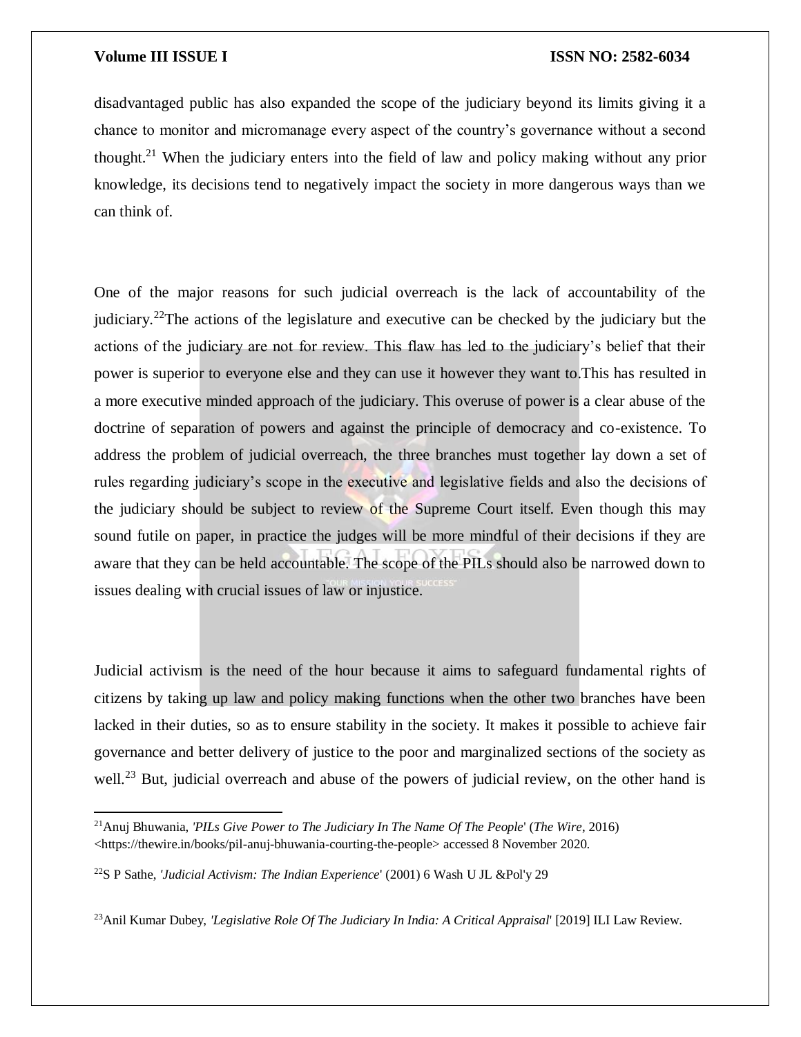disadvantaged public has also expanded the scope of the judiciary beyond its limits giving it a chance to monitor and micromanage every aspect of the country's governance without a second thought.[21] When the judiciary enters into the field of law and policy making without any prior knowledge, its decisions tend to negatively impact the society in more dangerous ways than we can think of.

One of the major reasons for such judicial overreach is the lack of accountability of the judiciary.[22]The actions of the legislature and executive can be checked by the judiciary but the actions of the judiciary are not for review. This flaw has led to the judiciary's belief that their power is superior to everyone else and they can use it however they want to.This has resulted in a more executive minded approach of the judiciary. This overuse of power is a clear abuse of the doctrine of separation of powers and against the principle of democracy and co-existence. To address the problem of judicial overreach, the three branches must together lay down a set of rules regarding judiciary's scope in the executive and legislative fields and also the decisions of the judiciary should be subject to review of the Supreme Court itself. Even though this may sound futile on paper, in practice the judges will be more mindful of their decisions if they are aware that they can be held accountable. The scope of the PILs should also be narrowed down to issues dealing with crucial issues of law or injustice.

Judicial activism is the need of the hour because it aims to safeguard fundamental rights of citizens by taking up law and policy making functions when the other two branches have been lacked in their duties, so as to ensure stability in the society. It makes it possible to achieve fair governance and better delivery of justice to the poor and marginalized sections of the society as well.[23] But, judicial overreach and abuse of the powers of judicial review, on the other hand is

---

[21]Anuj Bhuwania, *'PILs Give Power to The Judiciary In The Name Of The People'* (*The Wire*, 2016) <https://thewire.in/books/pil-anuj-bhuwania-courting-the-people> accessed 8 November 2020.

[22]S P Sathe, *'Judicial Activism: The Indian Experience'* (2001) 6 Wash U JL &Pol'y 29

[23]Anil Kumar Dubey, *'Legislative Role Of The Judiciary In India: A Critical Appraisal'* [2019] ILI Law Review.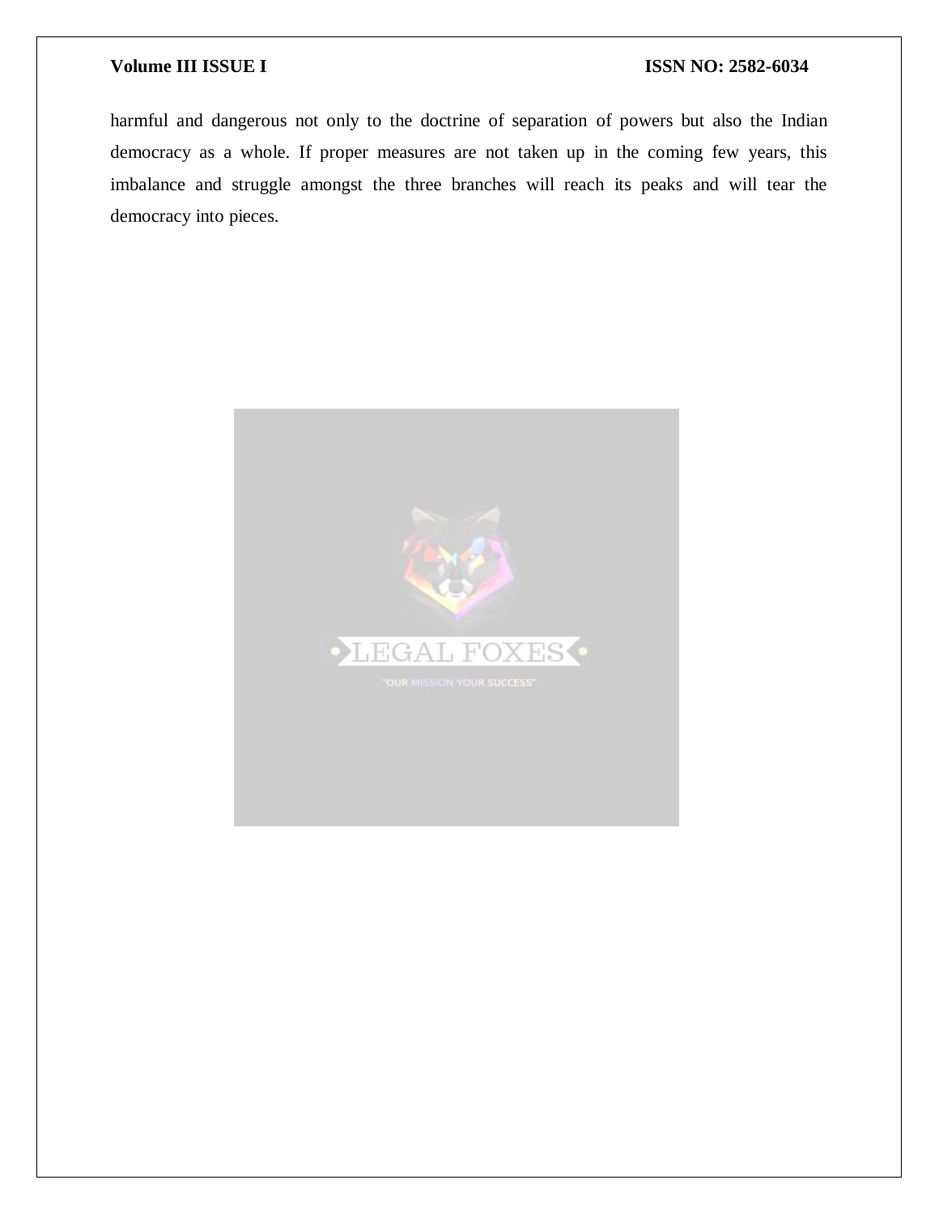harmful and dangerous not only to the doctrine of separation of powers but also the Indian democracy as a whole. If proper measures are not taken up in the coming few years, this imbalance and struggle amongst the three branches will reach its peaks and will tear the democracy into pieces.